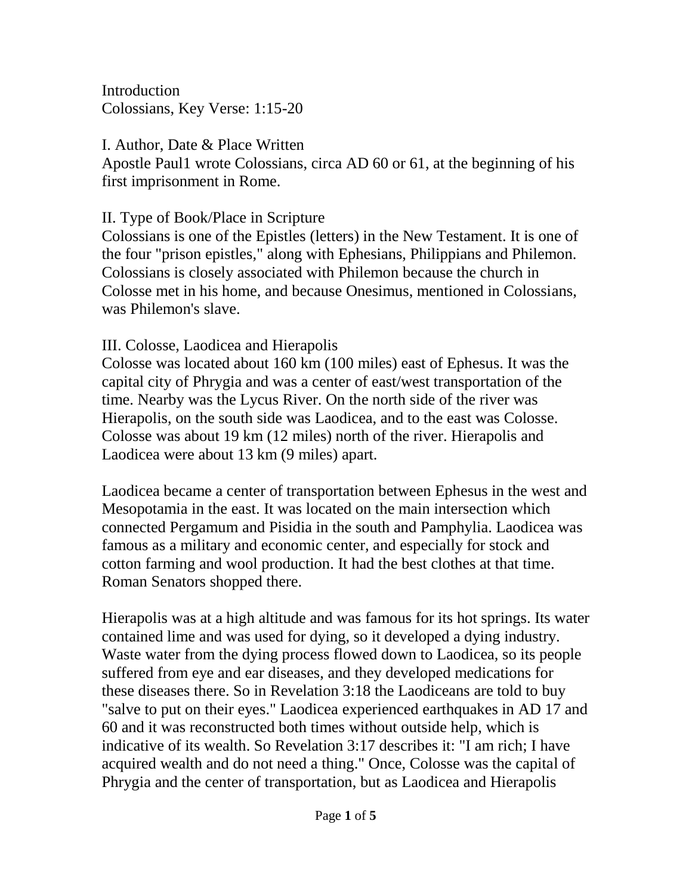Introduction
Colossians, Key Verse: 1:15-20

## I. Author, Date & Place Written

Apostle Paul[1] wrote Colossians, circa AD 60 or 61, at the beginning of his first imprisonment in Rome.

## II. Type of Book/Place in Scripture

Colossians is one of the Epistles (letters) in the New Testament. It is one of the four "prison epistles," along with Ephesians, Philippians and Philemon. Colossians is closely associated with Philemon because the church in Colosse met in his home, and because Onesimus, mentioned in Colossians, was Philemon's slave.

## III. Colosse, Laodicea and Hierapolis

Colosse was located about 160 km (100 miles) east of Ephesus. It was the capital city of Phrygia and was a center of east/west transportation of the time. Nearby was the Lycus River. On the north side of the river was Hierapolis, on the south side was Laodicea, and to the east was Colosse. Colosse was about 19 km (12 miles) north of the river. Hierapolis and Laodicea were about 13 km (9 miles) apart.

Laodicea became a center of transportation between Ephesus in the west and Mesopotamia in the east. It was located on the main intersection which connected Pergamum and Pisidia in the south and Pamphylia. Laodicea was famous as a military and economic center, and especially for stock and cotton farming and wool production. It had the best clothes at that time. Roman Senators shopped there.

Hierapolis was at a high altitude and was famous for its hot springs. Its water contained lime and was used for dying, so it developed a dying industry. Waste water from the dying process flowed down to Laodicea, so its people suffered from eye and ear diseases, and they developed medications for these diseases there. So in Revelation 3:18 the Laodiceans are told to buy "salve to put on their eyes." Laodicea experienced earthquakes in AD 17 and 60 and it was reconstructed both times without outside help, which is indicative of its wealth. So Revelation 3:17 describes it: "I am rich; I have acquired wealth and do not need a thing." Once, Colosse was the capital of Phrygia and the center of transportation, but as Laodicea and Hierapolis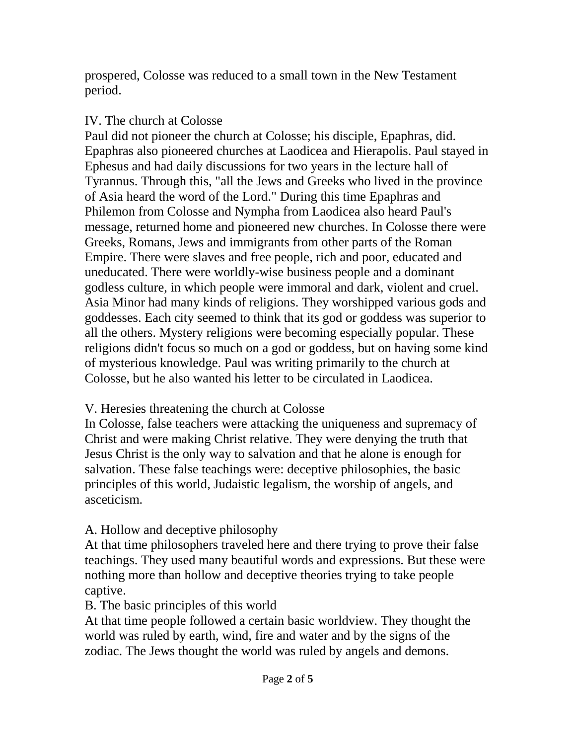prospered, Colosse was reduced to a small town in the New Testament period.

## IV. The church at Colosse

Paul did not pioneer the church at Colosse; his disciple, Epaphras, did. Epaphras also pioneered churches at Laodicea and Hierapolis. Paul stayed in Ephesus and had daily discussions for two years in the lecture hall of Tyrannus. Through this, "all the Jews and Greeks who lived in the province of Asia heard the word of the Lord." During this time Epaphras and Philemon from Colosse and Nympha from Laodicea also heard Paul's message, returned home and pioneered new churches. In Colosse there were Greeks, Romans, Jews and immigrants from other parts of the Roman Empire. There were slaves and free people, rich and poor, educated and uneducated. There were worldly-wise business people and a dominant godless culture, in which people were immoral and dark, violent and cruel. Asia Minor had many kinds of religions. They worshipped various gods and goddesses. Each city seemed to think that its god or goddess was superior to all the others. Mystery religions were becoming especially popular. These religions didn't focus so much on a god or goddess, but on having some kind of mysterious knowledge. Paul was writing primarily to the church at Colosse, but he also wanted his letter to be circulated in Laodicea.

## V. Heresies threatening the church at Colosse

In Colosse, false teachers were attacking the uniqueness and supremacy of Christ and were making Christ relative. They were denying the truth that Jesus Christ is the only way to salvation and that he alone is enough for salvation. These false teachings were: deceptive philosophies, the basic principles of this world, Judaistic legalism, the worship of angels, and asceticism.

### A. Hollow and deceptive philosophy

At that time philosophers traveled here and there trying to prove their false teachings. They used many beautiful words and expressions. But these were nothing more than hollow and deceptive theories trying to take people captive.

### B. The basic principles of this world

At that time people followed a certain basic worldview. They thought the world was ruled by earth, wind, fire and water and by the signs of the zodiac. The Jews thought the world was ruled by angels and demons.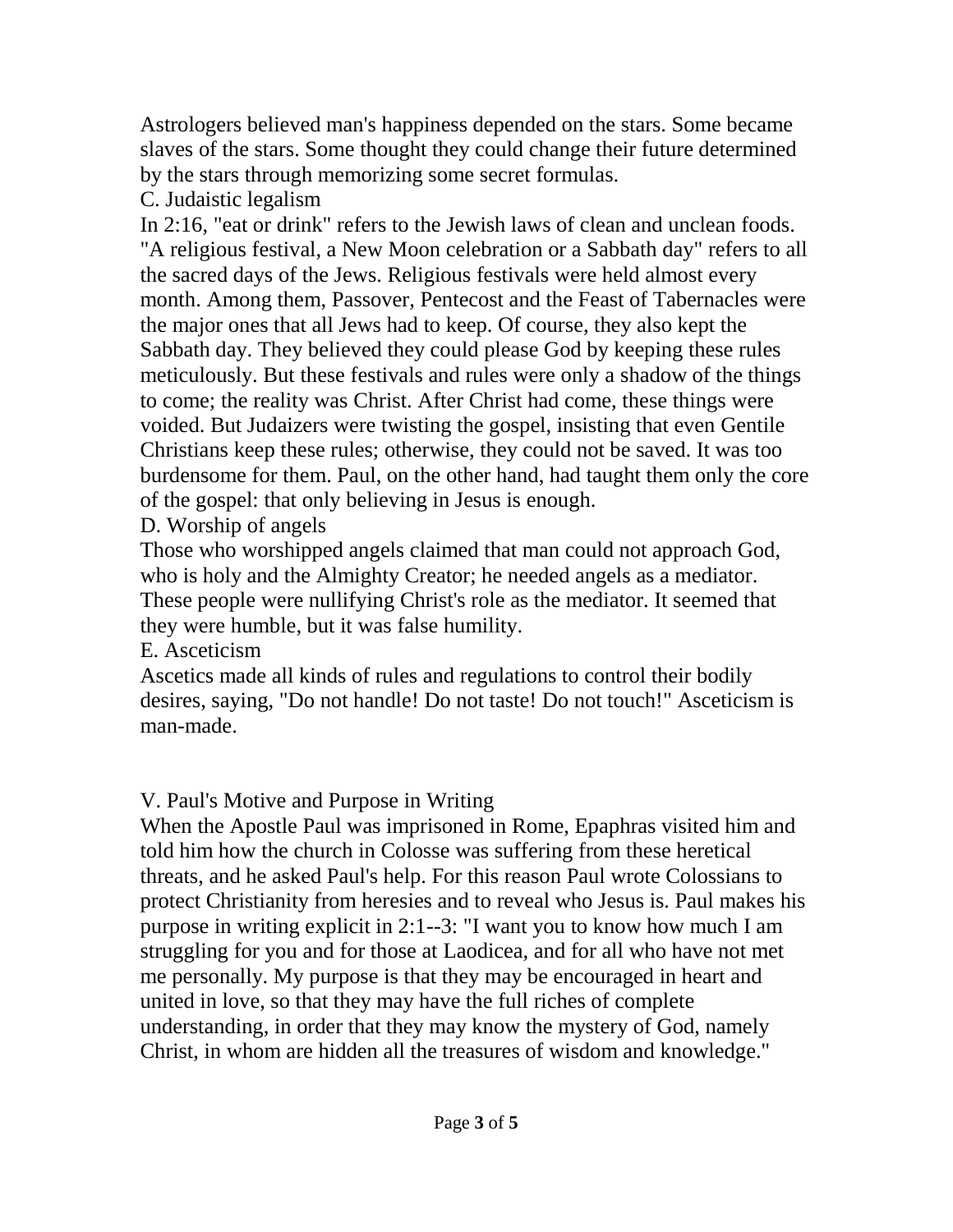Astrologers believed man's happiness depended on the stars. Some became slaves of the stars. Some thought they could change their future determined by the stars through memorizing some secret formulas.

### C. Judaistic legalism

In 2:16, "eat or drink" refers to the Jewish laws of clean and unclean foods. "A religious festival, a New Moon celebration or a Sabbath day" refers to all the sacred days of the Jews. Religious festivals were held almost every month. Among them, Passover, Pentecost and the Feast of Tabernacles were the major ones that all Jews had to keep. Of course, they also kept the Sabbath day. They believed they could please God by keeping these rules meticulously. But these festivals and rules were only a shadow of the things to come; the reality was Christ. After Christ had come, these things were voided. But Judaizers were twisting the gospel, insisting that even Gentile Christians keep these rules; otherwise, they could not be saved. It was too burdensome for them. Paul, on the other hand, had taught them only the core of the gospel: that only believing in Jesus is enough.

### D. Worship of angels

Those who worshipped angels claimed that man could not approach God, who is holy and the Almighty Creator; he needed angels as a mediator. These people were nullifying Christ's role as the mediator. It seemed that they were humble, but it was false humility.

### E. Asceticism

Ascetics made all kinds of rules and regulations to control their bodily desires, saying, "Do not handle! Do not taste! Do not touch!" Asceticism is man-made.

## V. Paul's Motive and Purpose in Writing

When the Apostle Paul was imprisoned in Rome, Epaphras visited him and told him how the church in Colosse was suffering from these heretical threats, and he asked Paul's help. For this reason Paul wrote Colossians to protect Christianity from heresies and to reveal who Jesus is. Paul makes his purpose in writing explicit in 2:1--3: "I want you to know how much I am struggling for you and for those at Laodicea, and for all who have not met me personally. My purpose is that they may be encouraged in heart and united in love, so that they may have the full riches of complete understanding, in order that they may know the mystery of God, namely Christ, in whom are hidden all the treasures of wisdom and knowledge."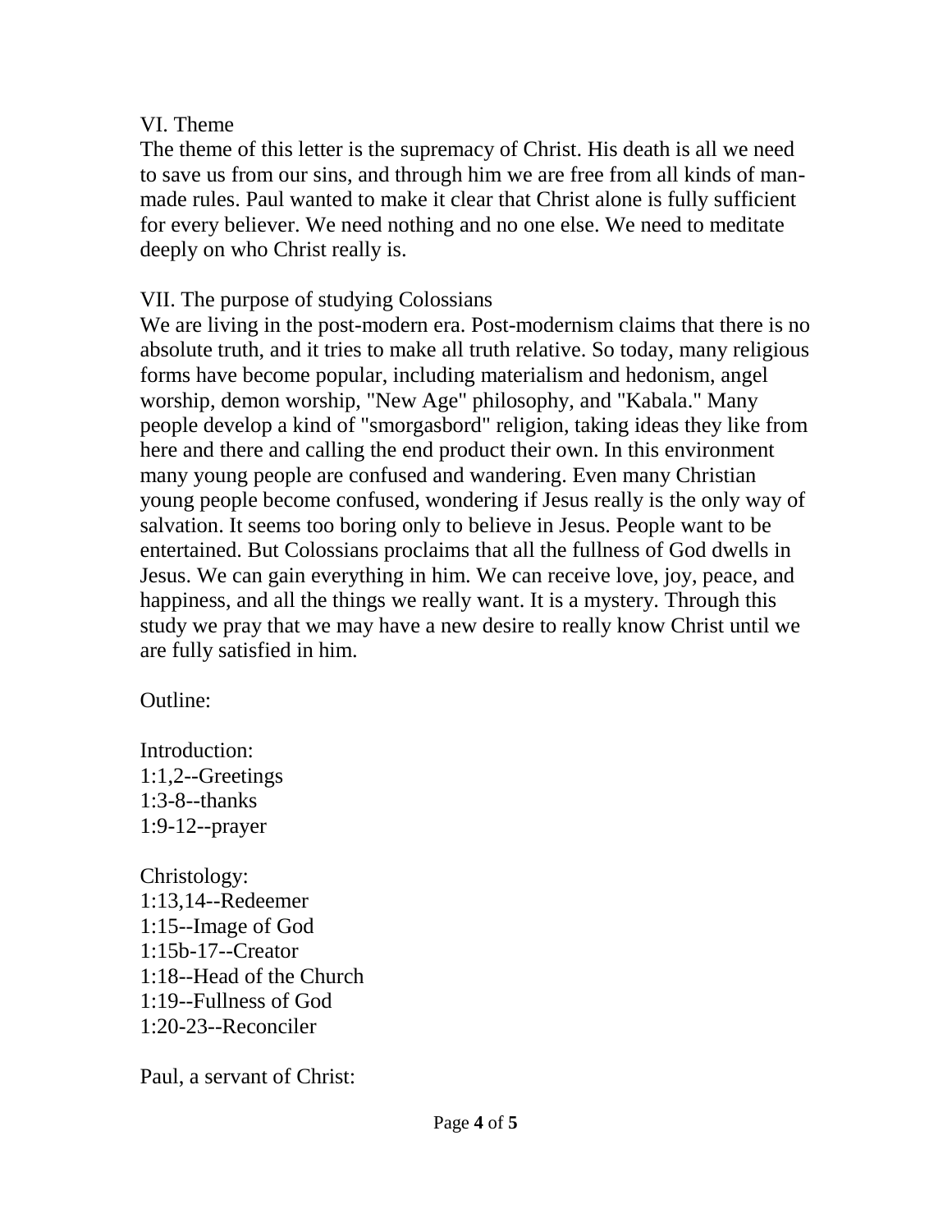## VI. Theme

The theme of this letter is the supremacy of Christ. His death is all we need to save us from our sins, and through him we are free from all kinds of man-made rules. Paul wanted to make it clear that Christ alone is fully sufficient for every believer. We need nothing and no one else. We need to meditate deeply on who Christ really is.

## VII. The purpose of studying Colossians

We are living in the post-modern era. Post-modernism claims that there is no absolute truth, and it tries to make all truth relative. So today, many religious forms have become popular, including materialism and hedonism, angel worship, demon worship, "New Age" philosophy, and "Kabala." Many people develop a kind of "smorgasbord" religion, taking ideas they like from here and there and calling the end product their own. In this environment many young people are confused and wandering. Even many Christian young people become confused, wondering if Jesus really is the only way of salvation. It seems too boring only to believe in Jesus. People want to be entertained. But Colossians proclaims that all the fullness of God dwells in Jesus. We can gain everything in him. We can receive love, joy, peace, and happiness, and all the things we really want. It is a mystery. Through this study we pray that we may have a new desire to really know Christ until we are fully satisfied in him.

Outline:

Introduction:
1:1,2--Greetings
1:3-8--thanks
1:9-12--prayer

Christology:
1:13,14--Redeemer
1:15--Image of God
1:15b-17--Creator
1:18--Head of the Church
1:19--Fullness of God
1:20-23--Reconciler

Paul, a servant of Christ: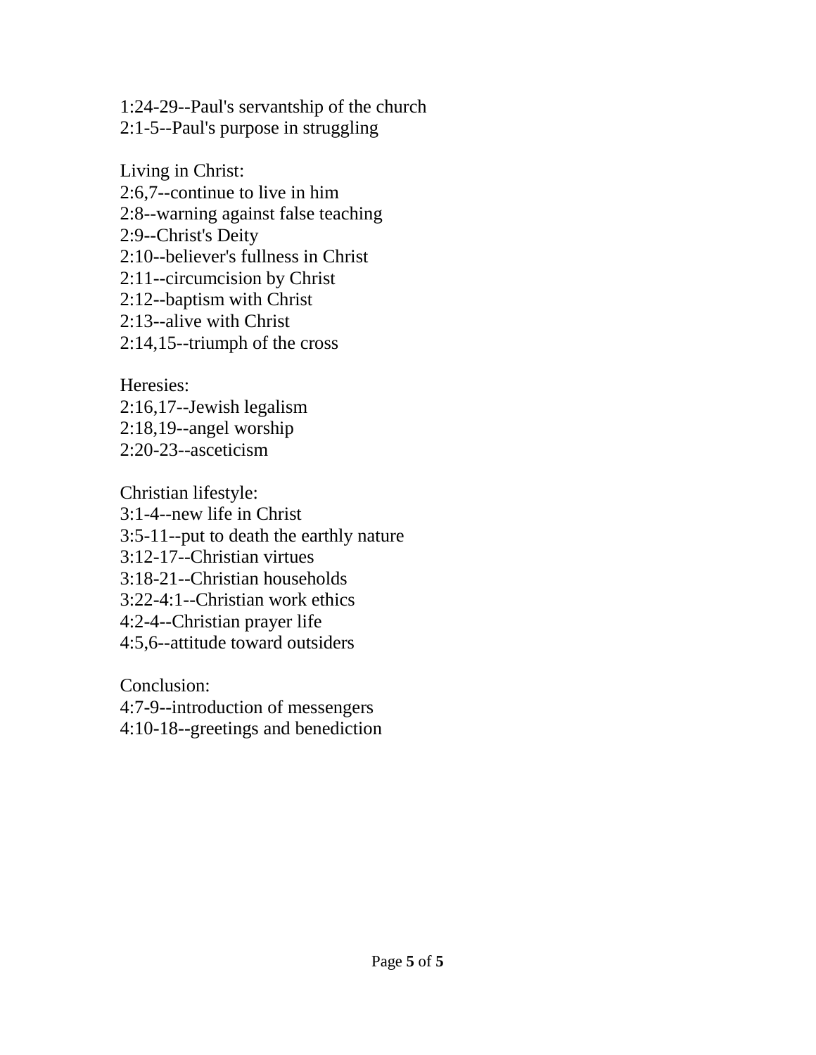1:24-29--Paul's servantship of the church
2:1-5--Paul's purpose in struggling

Living in Christ:
2:6,7--continue to live in him
2:8--warning against false teaching
2:9--Christ's Deity
2:10--believer's fullness in Christ
2:11--circumcision by Christ
2:12--baptism with Christ
2:13--alive with Christ
2:14,15--triumph of the cross

Heresies:
2:16,17--Jewish legalism
2:18,19--angel worship
2:20-23--asceticism

Christian lifestyle:
3:1-4--new life in Christ
3:5-11--put to death the earthly nature
3:12-17--Christian virtues
3:18-21--Christian households
3:22-4:1--Christian work ethics
4:2-4--Christian prayer life
4:5,6--attitude toward outsiders

Conclusion:
4:7-9--introduction of messengers
4:10-18--greetings and benediction